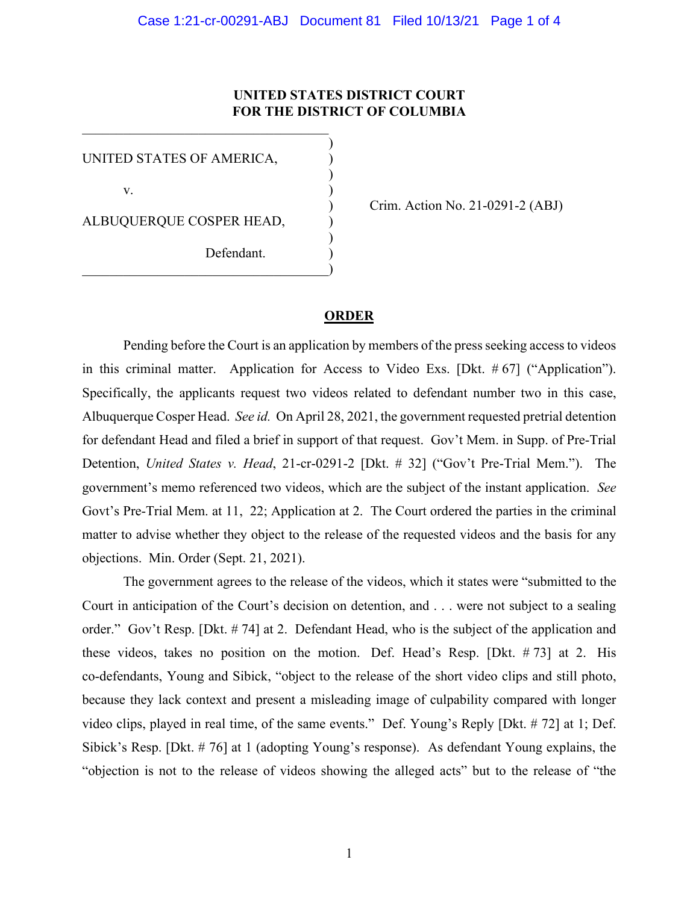**UNITED STATES DISTRICT COURT**
**FOR THE DISTRICT OF COLUMBIA**

| | |
|---|---|
| UNITED STATES OF AMERICA,<br><br>v.<br><br>ALBUQUERQUE COSPER HEAD,<br><br>Defendant. | Crim. Action No. 21-0291-2 (ABJ) |

## ORDER

Pending before the Court is an application by members of the press seeking access to videos in this criminal matter. Application for Access to Video Exs. [Dkt. # 67] ("Application"). Specifically, the applicants request two videos related to defendant number two in this case, Albuquerque Cosper Head. *See id.* On April 28, 2021, the government requested pretrial detention for defendant Head and filed a brief in support of that request. Gov't Mem. in Supp. of Pre-Trial Detention, *United States v. Head*, 21-cr-0291-2 [Dkt. # 32] ("Gov't Pre-Trial Mem."). The government's memo referenced two videos, which are the subject of the instant application. *See* Govt's Pre-Trial Mem. at 11, 22; Application at 2. The Court ordered the parties in the criminal matter to advise whether they object to the release of the requested videos and the basis for any objections. Min. Order (Sept. 21, 2021).

The government agrees to the release of the videos, which it states were "submitted to the Court in anticipation of the Court's decision on detention, and . . . were not subject to a sealing order." Gov't Resp. [Dkt. # 74] at 2. Defendant Head, who is the subject of the application and these videos, takes no position on the motion. Def. Head's Resp. [Dkt. # 73] at 2. His co-defendants, Young and Sibick, "object to the release of the short video clips and still photo, because they lack context and present a misleading image of culpability compared with longer video clips, played in real time, of the same events." Def. Young's Reply [Dkt. # 72] at 1; Def. Sibick's Resp. [Dkt. # 76] at 1 (adopting Young's response). As defendant Young explains, the "objection is not to the release of videos showing the alleged acts" but to the release of "the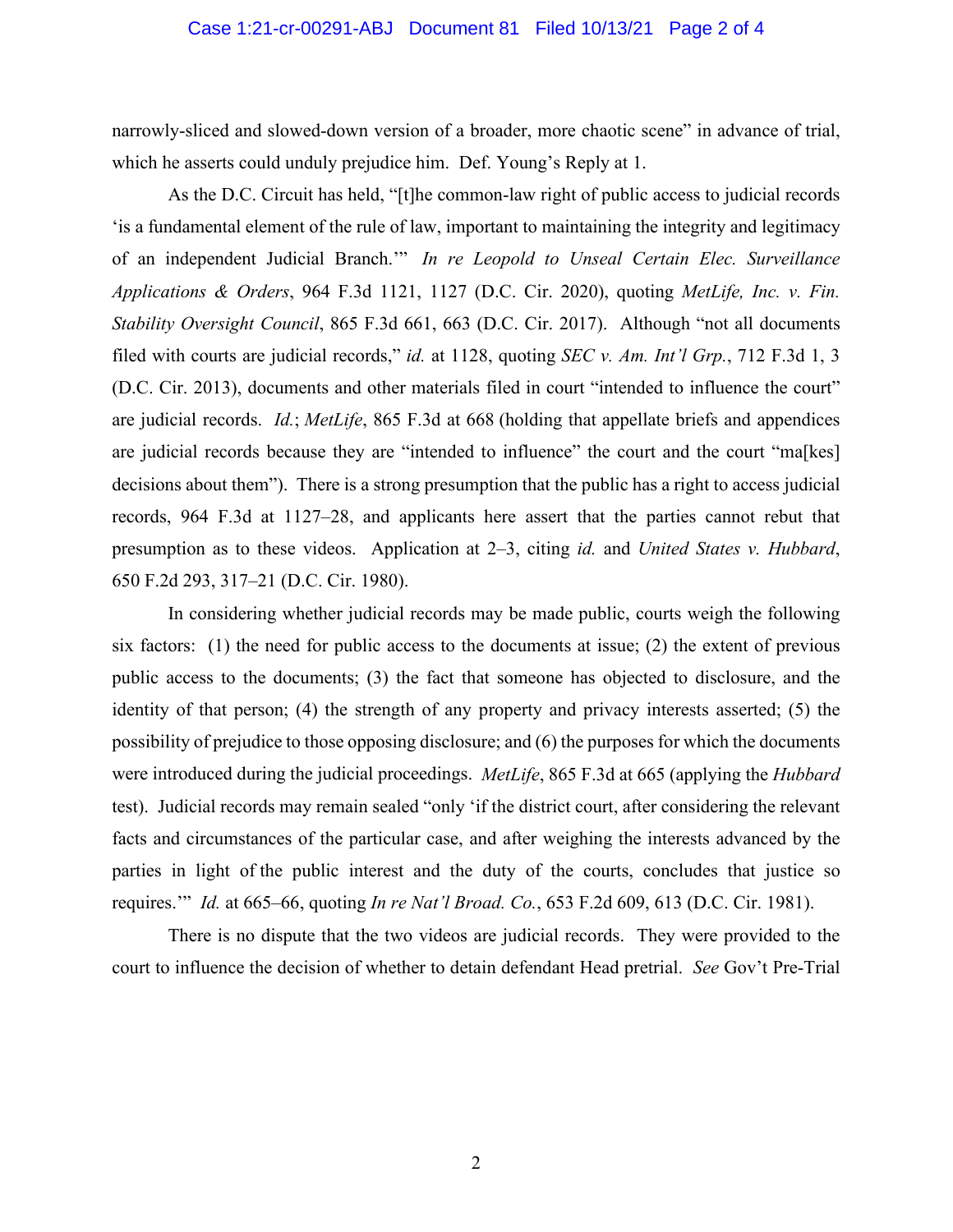narrowly-sliced and slowed-down version of a broader, more chaotic scene" in advance of trial, which he asserts could unduly prejudice him. Def. Young's Reply at 1.

As the D.C. Circuit has held, "[t]he common-law right of public access to judicial records 'is a fundamental element of the rule of law, important to maintaining the integrity and legitimacy of an independent Judicial Branch.'" *In re Leopold to Unseal Certain Elec. Surveillance Applications & Orders*, 964 F.3d 1121, 1127 (D.C. Cir. 2020), quoting *MetLife, Inc. v. Fin. Stability Oversight Council*, 865 F.3d 661, 663 (D.C. Cir. 2017). Although "not all documents filed with courts are judicial records," *id.* at 1128, quoting *SEC v. Am. Int'l Grp.*, 712 F.3d 1, 3 (D.C. Cir. 2013), documents and other materials filed in court "intended to influence the court" are judicial records. *Id.*; *MetLife*, 865 F.3d at 668 (holding that appellate briefs and appendices are judicial records because they are "intended to influence" the court and the court "ma[kes] decisions about them"). There is a strong presumption that the public has a right to access judicial records, 964 F.3d at 1127–28, and applicants here assert that the parties cannot rebut that presumption as to these videos. Application at 2–3, citing *id.* and *United States v. Hubbard*, 650 F.2d 293, 317–21 (D.C. Cir. 1980).

In considering whether judicial records may be made public, courts weigh the following six factors: (1) the need for public access to the documents at issue; (2) the extent of previous public access to the documents; (3) the fact that someone has objected to disclosure, and the identity of that person; (4) the strength of any property and privacy interests asserted; (5) the possibility of prejudice to those opposing disclosure; and (6) the purposes for which the documents were introduced during the judicial proceedings. *MetLife*, 865 F.3d at 665 (applying the *Hubbard* test). Judicial records may remain sealed "only 'if the district court, after considering the relevant facts and circumstances of the particular case, and after weighing the interests advanced by the parties in light of the public interest and the duty of the courts, concludes that justice so requires.'" *Id.* at 665–66, quoting *In re Nat'l Broad. Co.*, 653 F.2d 609, 613 (D.C. Cir. 1981).

There is no dispute that the two videos are judicial records. They were provided to the court to influence the decision of whether to detain defendant Head pretrial. *See* Gov't Pre-Trial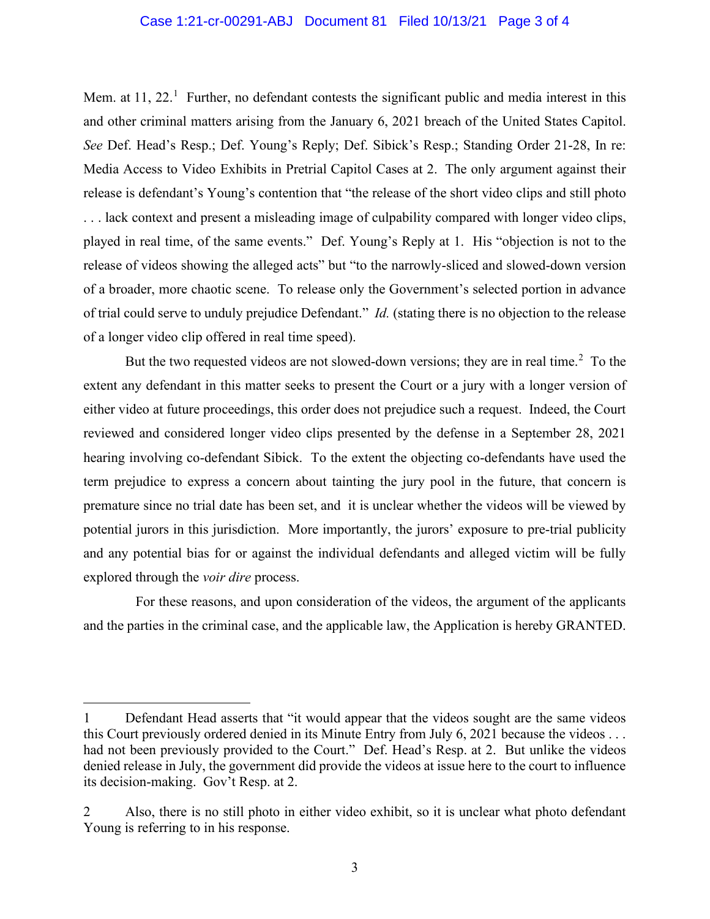Mem. at 11, 22.[1] Further, no defendant contests the significant public and media interest in this and other criminal matters arising from the January 6, 2021 breach of the United States Capitol. *See* Def. Head's Resp.; Def. Young's Reply; Def. Sibick's Resp.; Standing Order 21-28, In re: Media Access to Video Exhibits in Pretrial Capitol Cases at 2. The only argument against their release is defendant's Young's contention that "the release of the short video clips and still photo . . . lack context and present a misleading image of culpability compared with longer video clips, played in real time, of the same events." Def. Young's Reply at 1. His "objection is not to the release of videos showing the alleged acts" but "to the narrowly-sliced and slowed-down version of a broader, more chaotic scene. To release only the Government's selected portion in advance of trial could serve to unduly prejudice Defendant." *Id.* (stating there is no objection to the release of a longer video clip offered in real time speed).

But the two requested videos are not slowed-down versions; they are in real time.[2] To the extent any defendant in this matter seeks to present the Court or a jury with a longer version of either video at future proceedings, this order does not prejudice such a request. Indeed, the Court reviewed and considered longer video clips presented by the defense in a September 28, 2021 hearing involving co-defendant Sibick. To the extent the objecting co-defendants have used the term prejudice to express a concern about tainting the jury pool in the future, that concern is premature since no trial date has been set, and it is unclear whether the videos will be viewed by potential jurors in this jurisdiction. More importantly, the jurors' exposure to pre-trial publicity and any potential bias for or against the individual defendants and alleged victim will be fully explored through the *voir dire* process.

For these reasons, and upon consideration of the videos, the argument of the applicants and the parties in the criminal case, and the applicable law, the Application is hereby GRANTED.

---

1 Defendant Head asserts that "it would appear that the videos sought are the same videos this Court previously ordered denied in its Minute Entry from July 6, 2021 because the videos . . . had not been previously provided to the Court." Def. Head's Resp. at 2. But unlike the videos denied release in July, the government did provide the videos at issue here to the court to influence its decision-making. Gov't Resp. at 2.

2 Also, there is no still photo in either video exhibit, so it is unclear what photo defendant Young is referring to in his response.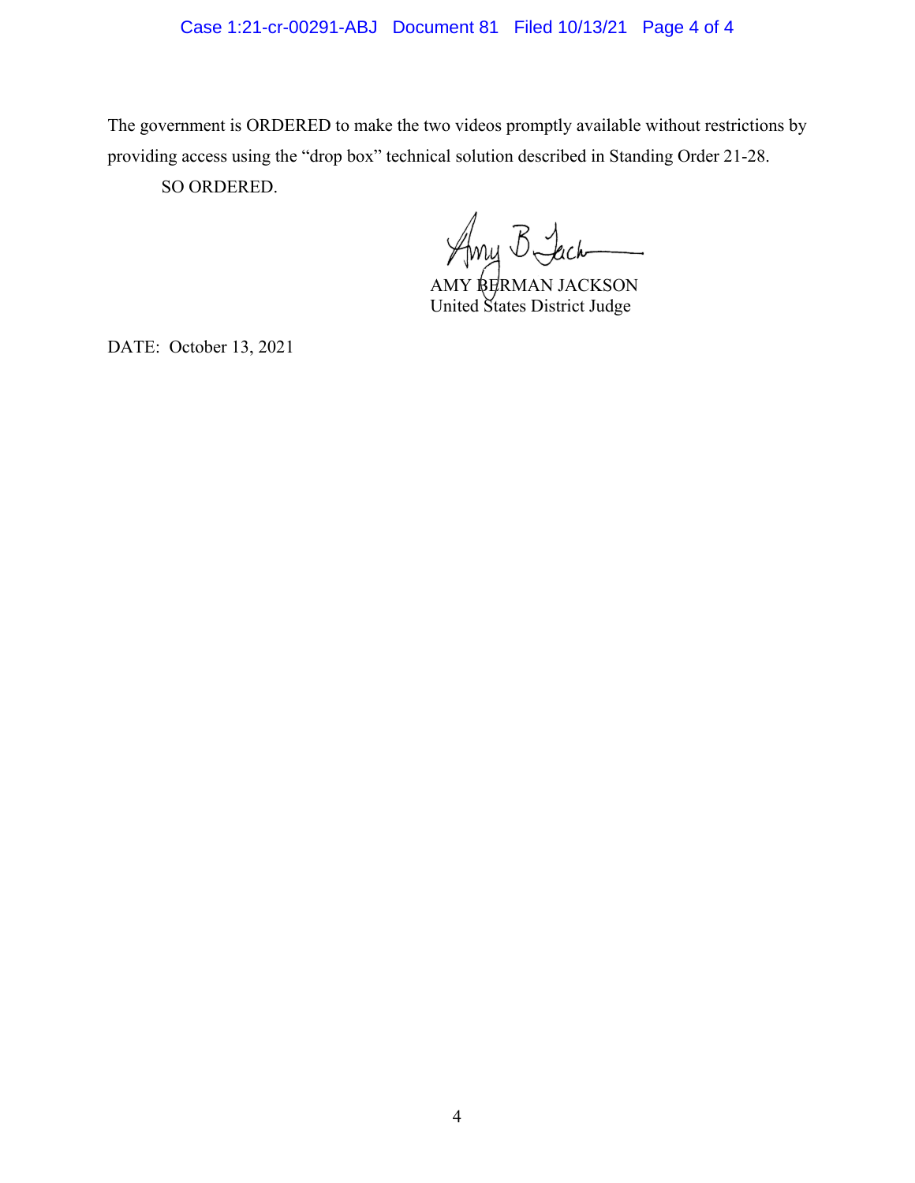The government is ORDERED to make the two videos promptly available without restrictions by providing access using the "drop box" technical solution described in Standing Order 21-28.

SO ORDERED.

AMY BERMAN JACKSON
United States District Judge

DATE: October 13, 2021